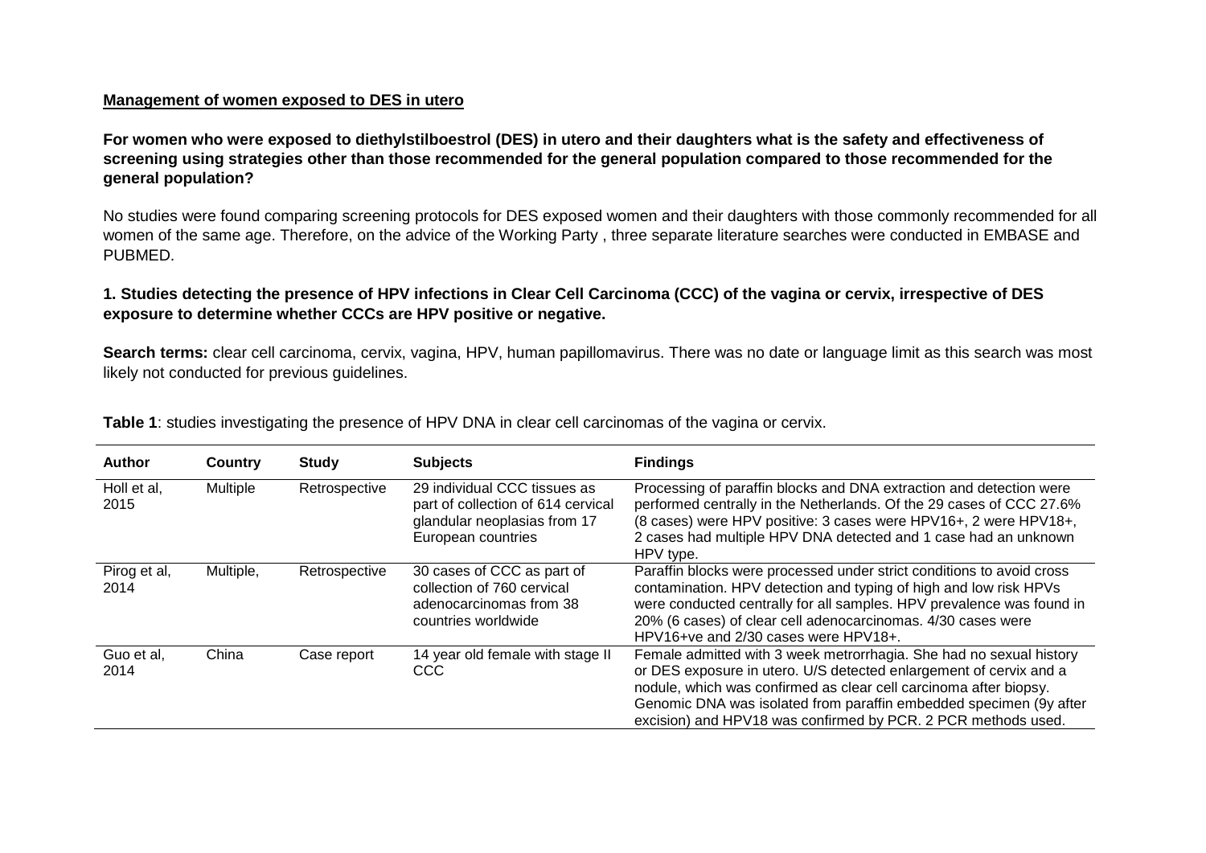**Management of women exposed to DES in utero**

**For women who were exposed to diethylstilboestrol (DES) in utero and their daughters what is the safety and effectiveness of screening using strategies other than those recommended for the general population compared to those recommended for the general population?**

No studies were found comparing screening protocols for DES exposed women and their daughters with those commonly recommended for all women of the same age. Therefore, on the advice of the Working Party , three separate literature searches were conducted in EMBASE and PUBMED.

**1. Studies detecting the presence of HPV infections in Clear Cell Carcinoma (CCC) of the vagina or cervix, irrespective of DES exposure to determine whether CCCs are HPV positive or negative.**

**Search terms:** clear cell carcinoma, cervix, vagina, HPV, human papillomavirus. There was no date or language limit as this search was most likely not conducted for previous guidelines.

**Table 1**: studies investigating the presence of HPV DNA in clear cell carcinomas of the vagina or cervix.

| Author | Country | Study | Subjects | Findings |
|---|---|---|---|---|
| Holl et al, 2015 | Multiple | Retrospective | 29 individual CCC tissues as part of collection of 614 cervical glandular neoplasias from 17 European countries | Processing of paraffin blocks and DNA extraction and detection were performed centrally in the Netherlands. Of the 29 cases of CCC 27.6% (8 cases) were HPV positive: 3 cases were HPV16+, 2 were HPV18+, 2 cases had multiple HPV DNA detected and 1 case had an unknown HPV type. |
| Pirog et al, 2014 | Multiple, | Retrospective | 30 cases of CCC as part of collection of 760 cervical adenocarcinomas from 38 countries worldwide | Paraffin blocks were processed under strict conditions to avoid cross contamination. HPV detection and typing of high and low risk HPVs were conducted centrally for all samples. HPV prevalence was found in 20% (6 cases) of clear cell adenocarcinomas. 4/30 cases were HPV16+ve and 2/30 cases were HPV18+. |
| Guo et al, 2014 | China | Case report | 14 year old female with stage II CCC | Female admitted with 3 week metrorrhagia. She had no sexual history or DES exposure in utero. U/S detected enlargement of cervix and a nodule, which was confirmed as clear cell carcinoma after biopsy. Genomic DNA was isolated from paraffin embedded specimen (9y after excision) and HPV18 was confirmed by PCR. 2 PCR methods used. |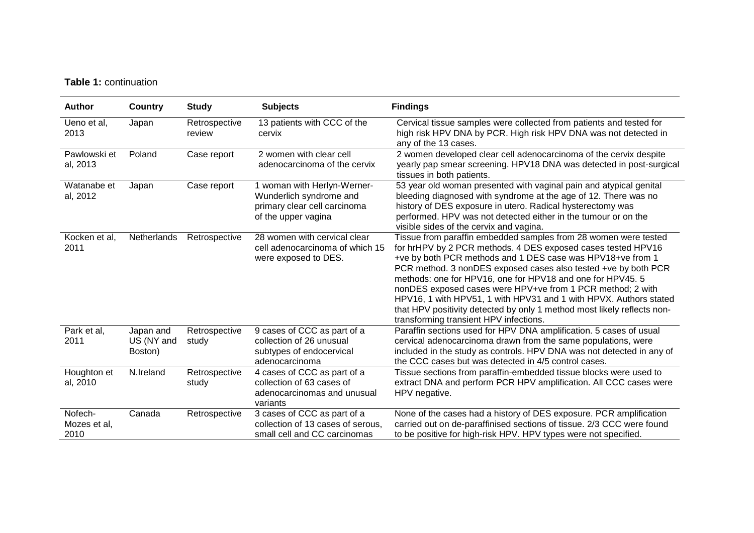**Table 1:** continuation

| Author | Country | Study | Subjects | Findings |
| --- | --- | --- | --- | --- |
| Ueno et al, 2013 | Japan | Retrospective review | 13 patients with CCC of the cervix | Cervical tissue samples were collected from patients and tested for high risk HPV DNA by PCR. High risk HPV DNA was not detected in any of the 13 cases. |
| Pawlowski et al, 2013 | Poland | Case report | 2 women with clear cell adenocarcinoma of the cervix | 2 women developed clear cell adenocarcinoma of the cervix despite yearly pap smear screening. HPV18 DNA was detected in post-surgical tissues in both patients. |
| Watanabe et al, 2012 | Japan | Case report | 1 woman with Herlyn-Werner-Wunderlich syndrome and primary clear cell carcinoma of the upper vagina | 53 year old woman presented with vaginal pain and atypical genital bleeding diagnosed with syndrome at the age of 12. There was no history of DES exposure in utero. Radical hysterectomy was performed. HPV was not detected either in the tumour or on the visible sides of the cervix and vagina. |
| Kocken et al, 2011 | Netherlands | Retrospective | 28 women with cervical clear cell adenocarcinoma of which 15 were exposed to DES. | Tissue from paraffin embedded samples from 28 women were tested for hrHPV by 2 PCR methods. 4 DES exposed cases tested HPV16 +ve by both PCR methods and 1 DES case was HPV18+ve from 1 PCR method. 3 nonDES exposed cases also tested +ve by both PCR methods: one for HPV16, one for HPV18 and one for HPV45. 5 nonDES exposed cases were HPV+ve from 1 PCR method; 2 with HPV16, 1 with HPV51, 1 with HPV31 and 1 with HPVX. Authors stated that HPV positivity detected by only 1 method most likely reflects non-transforming transient HPV infections. |
| Park et al, 2011 | Japan and US (NY and Boston) | Retrospective study | 9 cases of CCC as part of a collection of 26 unusual subtypes of endocervical adenocarcinoma | Paraffin sections used for HPV DNA amplification. 5 cases of usual cervical adenocarcinoma drawn from the same populations, were included in the study as controls. HPV DNA was not detected in any of the CCC cases but was detected in 4/5 control cases. |
| Houghton et al, 2010 | N.Ireland | Retrospective study | 4 cases of CCC as part of a collection of 63 cases of adenocarcinomas and unusual variants | Tissue sections from paraffin-embedded tissue blocks were used to extract DNA and perform PCR HPV amplification. All CCC cases were HPV negative. |
| Nofech-Mozes et al, 2010 | Canada | Retrospective | 3 cases of CCC as part of a collection of 13 cases of serous, small cell and CC carcinomas | None of the cases had a history of DES exposure. PCR amplification carried out on de-paraffinised sections of tissue. 2/3 CCC were found to be positive for high-risk HPV. HPV types were not specified. |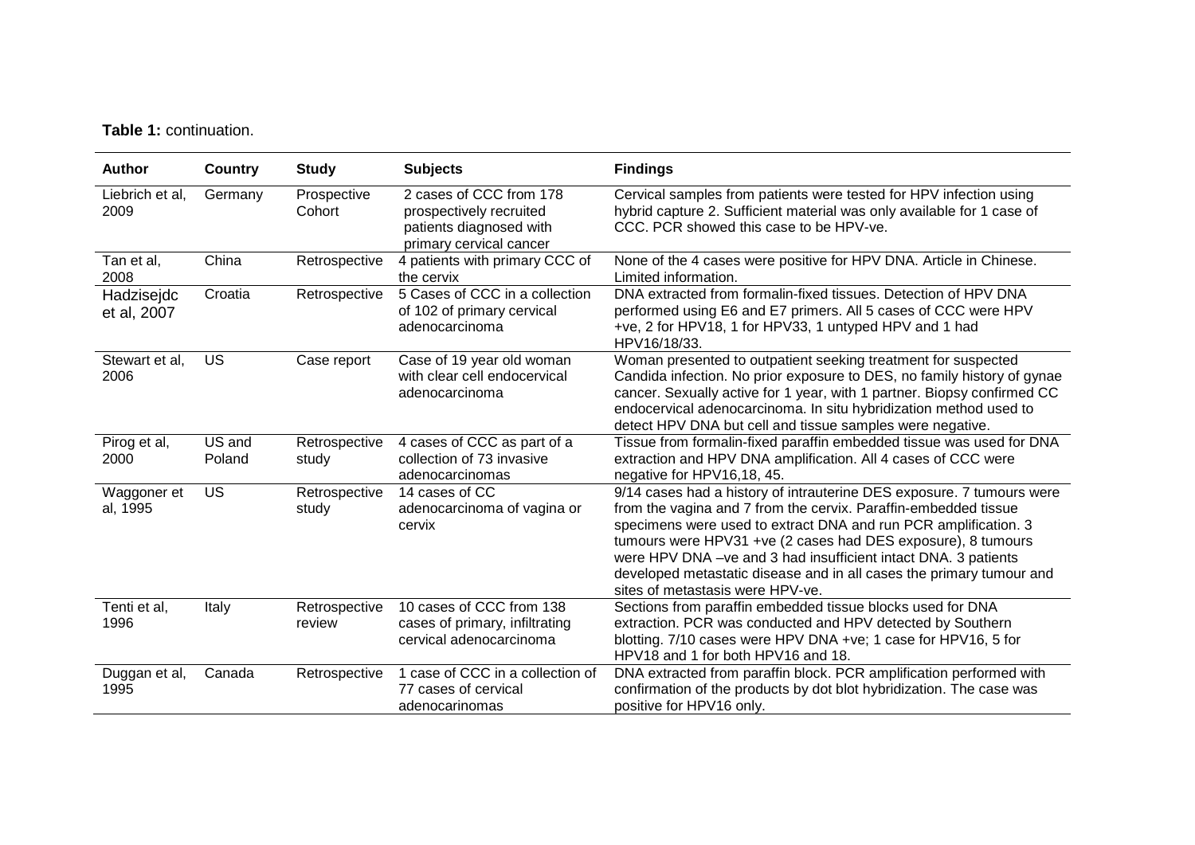**Table 1:** continuation.

| Author | Country | Study | Subjects | Findings |
|---|---|---|---|---|
| Liebrich et al, 2009 | Germany | Prospective Cohort | 2 cases of CCC from 178 prospectively recruited patients diagnosed with primary cervical cancer | Cervical samples from patients were tested for HPV infection using hybrid capture 2. Sufficient material was only available for 1 case of CCC. PCR showed this case to be HPV-ve. |
| Tan et al, 2008 | China | Retrospective | 4 patients with primary CCC of the cervix | None of the 4 cases were positive for HPV DNA. Article in Chinese. Limited information. |
| Hadzisejdc et al, 2007 | Croatia | Retrospective | 5 Cases of CCC in a collection of 102 of primary cervical adenocarcinoma | DNA extracted from formalin-fixed tissues. Detection of HPV DNA performed using E6 and E7 primers. All 5 cases of CCC were HPV +ve, 2 for HPV18, 1 for HPV33, 1 untyped HPV and 1 had HPV16/18/33. |
| Stewart et al, 2006 | US | Case report | Case of 19 year old woman with clear cell endocervical adenocarcinoma | Woman presented to outpatient seeking treatment for suspected Candida infection. No prior exposure to DES, no family history of gynae cancer. Sexually active for 1 year, with 1 partner. Biopsy confirmed CC endocervical adenocarcinoma. In situ hybridization method used to detect HPV DNA but cell and tissue samples were negative. |
| Pirog et al, 2000 | US and Poland | Retrospective study | 4 cases of CCC as part of a collection of 73 invasive adenocarcinomas | Tissue from formalin-fixed paraffin embedded tissue was used for DNA extraction and HPV DNA amplification. All 4 cases of CCC were negative for HPV16,18, 45. |
| Waggoner et al, 1995 | US | Retrospective study | 14 cases of CC adenocarcinoma of vagina or cervix | 9/14 cases had a history of intrauterine DES exposure. 7 tumours were from the vagina and 7 from the cervix. Paraffin-embedded tissue specimens were used to extract DNA and run PCR amplification. 3 tumours were HPV31 +ve (2 cases had DES exposure), 8 tumours were HPV DNA –ve and 3 had insufficient intact DNA. 3 patients developed metastatic disease and in all cases the primary tumour and sites of metastasis were HPV-ve. |
| Tenti et al, 1996 | Italy | Retrospective review | 10 cases of CCC from 138 cases of primary, infiltrating cervical adenocarcinoma | Sections from paraffin embedded tissue blocks used for DNA extraction. PCR was conducted and HPV detected by Southern blotting. 7/10 cases were HPV DNA +ve; 1 case for HPV16, 5 for HPV18 and 1 for both HPV16 and 18. |
| Duggan et al, 1995 | Canada | Retrospective | 1 case of CCC in a collection of 77 cases of cervical adenocarinomas | DNA extracted from paraffin block. PCR amplification performed with confirmation of the products by dot blot hybridization. The case was positive for HPV16 only. |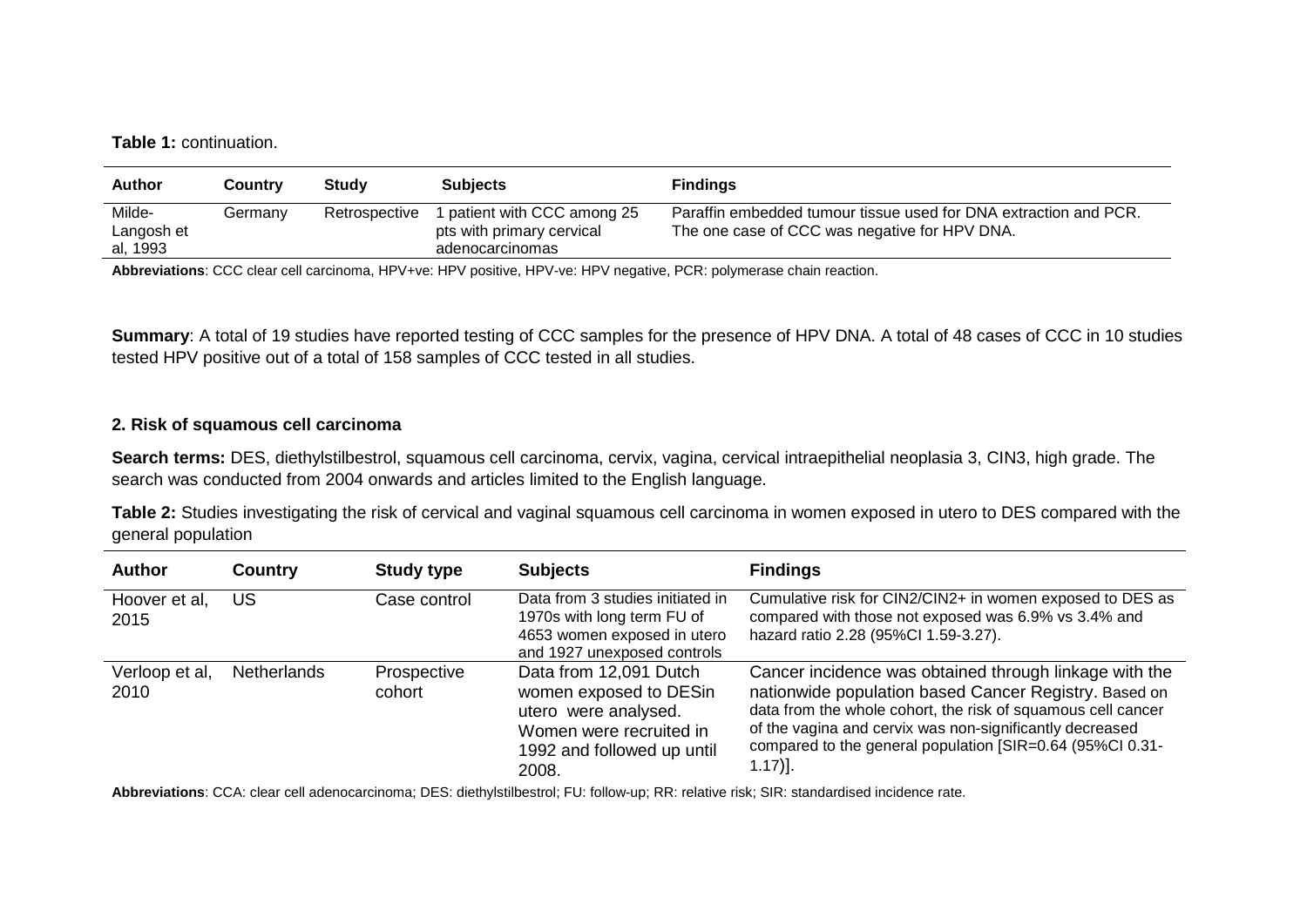**Table 1:** continuation.

| Author | Country | Study | Subjects | Findings |
|---|---|---|---|---|
| Milde-Langosh et al, 1993 | Germany | Retrospective | 1 patient with CCC among 25 pts with primary cervical adenocarcinomas | Paraffin embedded tumour tissue used for DNA extraction and PCR. The one case of CCC was negative for HPV DNA. |

**Abbreviations**: CCC clear cell carcinoma, HPV+ve: HPV positive, HPV-ve: HPV negative, PCR: polymerase chain reaction.

**Summary**: A total of 19 studies have reported testing of CCC samples for the presence of HPV DNA. A total of 48 cases of CCC in 10 studies tested HPV positive out of a total of 158 samples of CCC tested in all studies.

## 2. Risk of squamous cell carcinoma

**Search terms:** DES, diethylstilbestrol, squamous cell carcinoma, cervix, vagina, cervical intraepithelial neoplasia 3, CIN3, high grade. The search was conducted from 2004 onwards and articles limited to the English language.

**Table 2:** Studies investigating the risk of cervical and vaginal squamous cell carcinoma in women exposed in utero to DES compared with the general population

| Author | Country | Study type | Subjects | Findings |
|---|---|---|---|---|
| Hoover et al, 2015 | US | Case control | Data from 3 studies initiated in 1970s with long term FU of 4653 women exposed in utero and 1927 unexposed controls | Cumulative risk for CIN2/CIN2+ in women exposed to DES as compared with those not exposed was 6.9% vs 3.4% and hazard ratio 2.28 (95%CI 1.59-3.27). |
| Verloop et al, 2010 | Netherlands | Prospective cohort | Data from 12,091 Dutch women exposed to DESin utero were analysed. Women were recruited in 1992 and followed up until 2008. | Cancer incidence was obtained through linkage with the nationwide population based Cancer Registry. Based on data from the whole cohort, the risk of squamous cell cancer of the vagina and cervix was non-significantly decreased compared to the general population [SIR=0.64 (95%CI 0.31-1.17)]. |

**Abbreviations**: CCA: clear cell adenocarcinoma; DES: diethylstilbestrol; FU: follow-up; RR: relative risk; SIR: standardised incidence rate.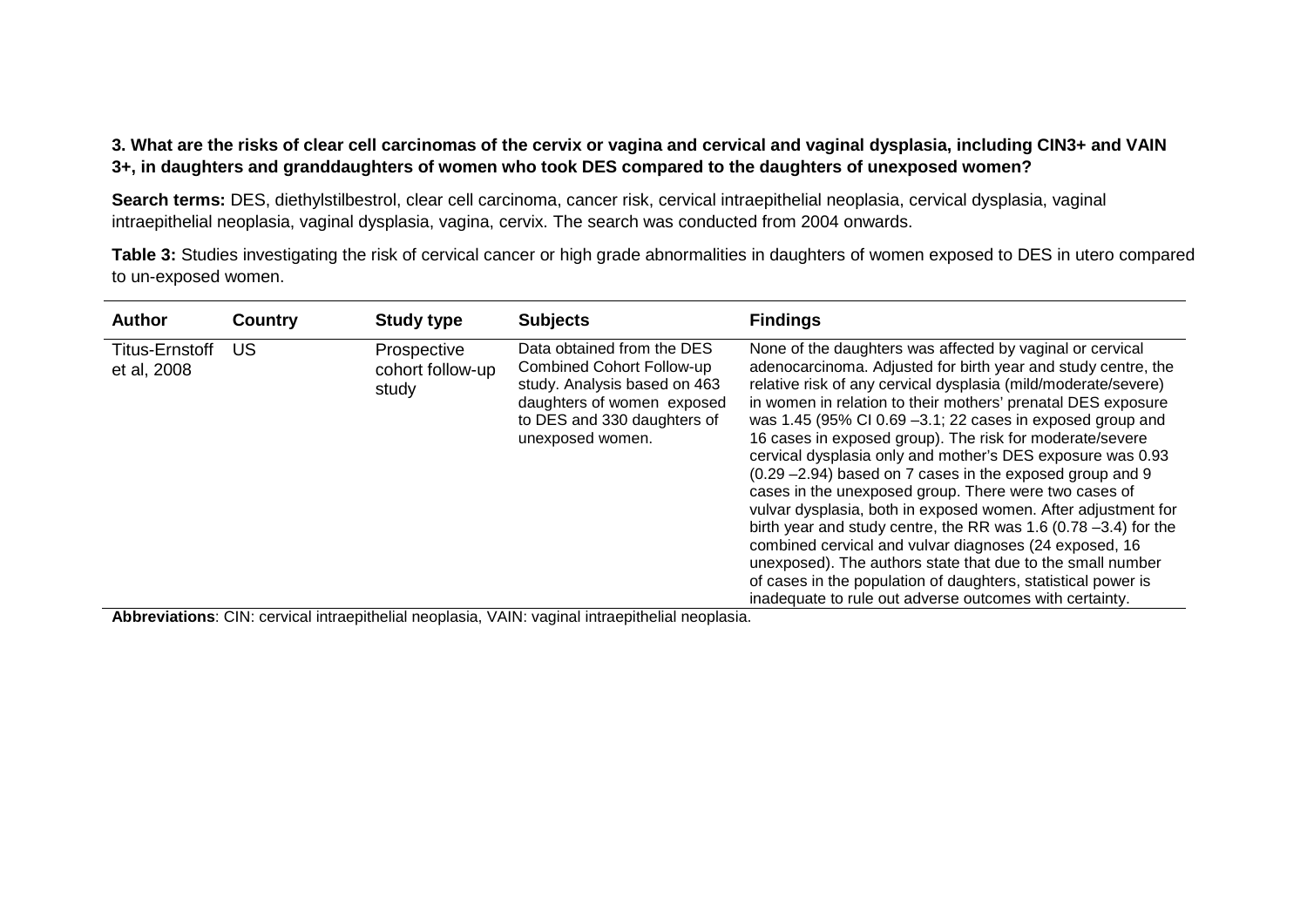**3. What are the risks of clear cell carcinomas of the cervix or vagina and cervical and vaginal dysplasia, including CIN3+ and VAIN 3+, in daughters and granddaughters of women who took DES compared to the daughters of unexposed women?**

**Search terms:** DES, diethylstilbestrol, clear cell carcinoma, cancer risk, cervical intraepithelial neoplasia, cervical dysplasia, vaginal intraepithelial neoplasia, vaginal dysplasia, vagina, cervix. The search was conducted from 2004 onwards.

**Table 3:** Studies investigating the risk of cervical cancer or high grade abnormalities in daughters of women exposed to DES in utero compared to un-exposed women.

| Author | Country | Study type | Subjects | Findings |
|---|---|---|---|---|
| Titus-Ernstoff et al, 2008 | US | Prospective cohort follow-up study | Data obtained from the DES Combined Cohort Follow-up study. Analysis based on 463 daughters of women exposed to DES and 330 daughters of unexposed women. | None of the daughters was affected by vaginal or cervical adenocarcinoma. Adjusted for birth year and study centre, the relative risk of any cervical dysplasia (mild/moderate/severe) in women in relation to their mothers' prenatal DES exposure was 1.45 (95% CI 0.69 –3.1; 22 cases in exposed group and 16 cases in exposed group). The risk for moderate/severe cervical dysplasia only and mother's DES exposure was 0.93 (0.29 –2.94) based on 7 cases in the exposed group and 9 cases in the unexposed group. There were two cases of vulvar dysplasia, both in exposed women. After adjustment for birth year and study centre, the RR was 1.6 (0.78 –3.4) for the combined cervical and vulvar diagnoses (24 exposed, 16 unexposed). The authors state that due to the small number of cases in the population of daughters, statistical power is inadequate to rule out adverse outcomes with certainty. |

**Abbreviations**: CIN: cervical intraepithelial neoplasia, VAIN: vaginal intraepithelial neoplasia.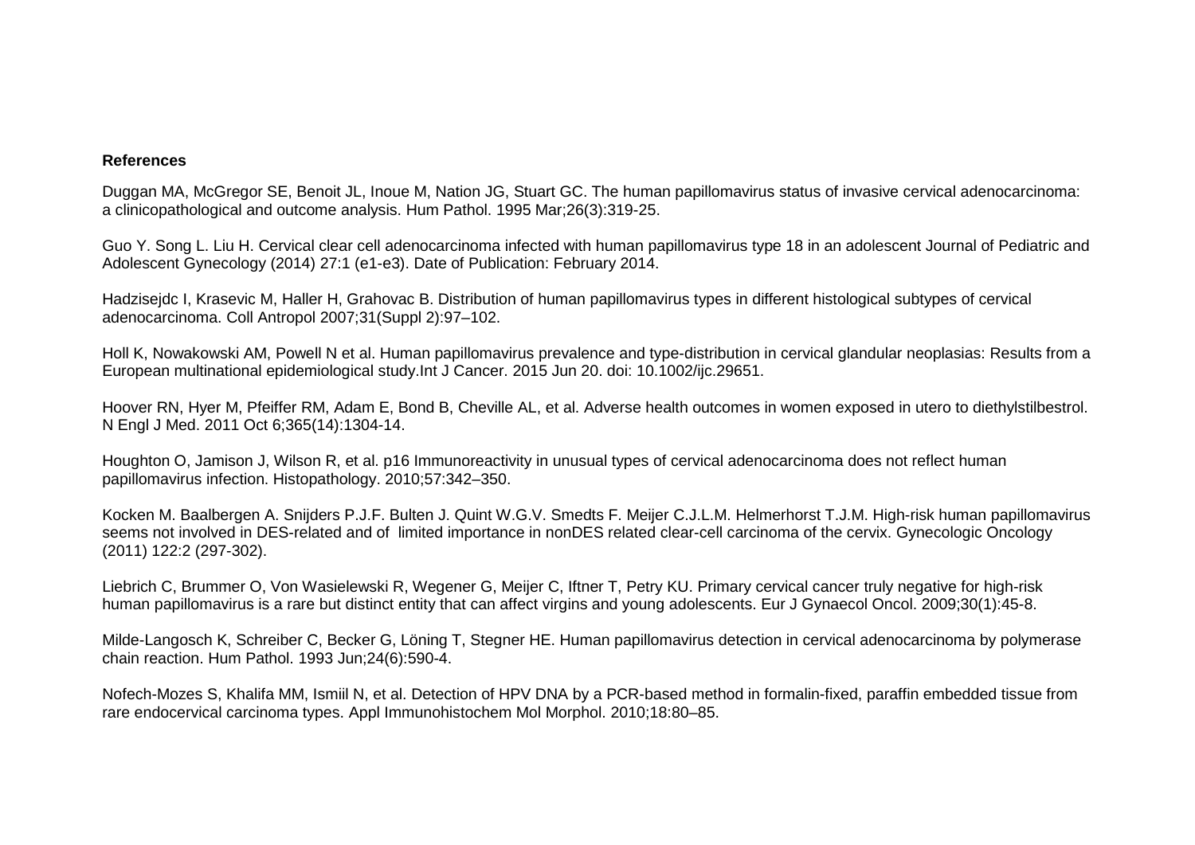**References**

Duggan MA, McGregor SE, Benoit JL, Inoue M, Nation JG, Stuart GC. The human papillomavirus status of invasive cervical adenocarcinoma: a clinicopathological and outcome analysis. Hum Pathol. 1995 Mar;26(3):319-25.

Guo Y. Song L. Liu H. Cervical clear cell adenocarcinoma infected with human papillomavirus type 18 in an adolescent Journal of Pediatric and Adolescent Gynecology (2014) 27:1 (e1-e3). Date of Publication: February 2014.

Hadzisejdc I, Krasevic M, Haller H, Grahovac B. Distribution of human papillomavirus types in different histological subtypes of cervical adenocarcinoma. Coll Antropol 2007;31(Suppl 2):97–102.

Holl K, Nowakowski AM, Powell N et al. Human papillomavirus prevalence and type-distribution in cervical glandular neoplasias: Results from a European multinational epidemiological study.Int J Cancer. 2015 Jun 20. doi: 10.1002/ijc.29651.

Hoover RN, Hyer M, Pfeiffer RM, Adam E, Bond B, Cheville AL, et al. Adverse health outcomes in women exposed in utero to diethylstilbestrol. N Engl J Med. 2011 Oct 6;365(14):1304-14.

Houghton O, Jamison J, Wilson R, et al. p16 Immunoreactivity in unusual types of cervical adenocarcinoma does not reflect human papillomavirus infection. Histopathology. 2010;57:342–350.

Kocken M. Baalbergen A. Snijders P.J.F. Bulten J. Quint W.G.V. Smedts F. Meijer C.J.L.M. Helmerhorst T.J.M. High-risk human papillomavirus seems not involved in DES-related and of limited importance in nonDES related clear-cell carcinoma of the cervix. Gynecologic Oncology (2011) 122:2 (297-302).

Liebrich C, Brummer O, Von Wasielewski R, Wegener G, Meijer C, Iftner T, Petry KU. Primary cervical cancer truly negative for high-risk human papillomavirus is a rare but distinct entity that can affect virgins and young adolescents. Eur J Gynaecol Oncol. 2009;30(1):45-8.

Milde-Langosch K, Schreiber C, Becker G, Löning T, Stegner HE. Human papillomavirus detection in cervical adenocarcinoma by polymerase chain reaction. Hum Pathol. 1993 Jun;24(6):590-4.

Nofech-Mozes S, Khalifa MM, Ismiil N, et al. Detection of HPV DNA by a PCR-based method in formalin-fixed, paraffin embedded tissue from rare endocervical carcinoma types. Appl Immunohistochem Mol Morphol. 2010;18:80–85.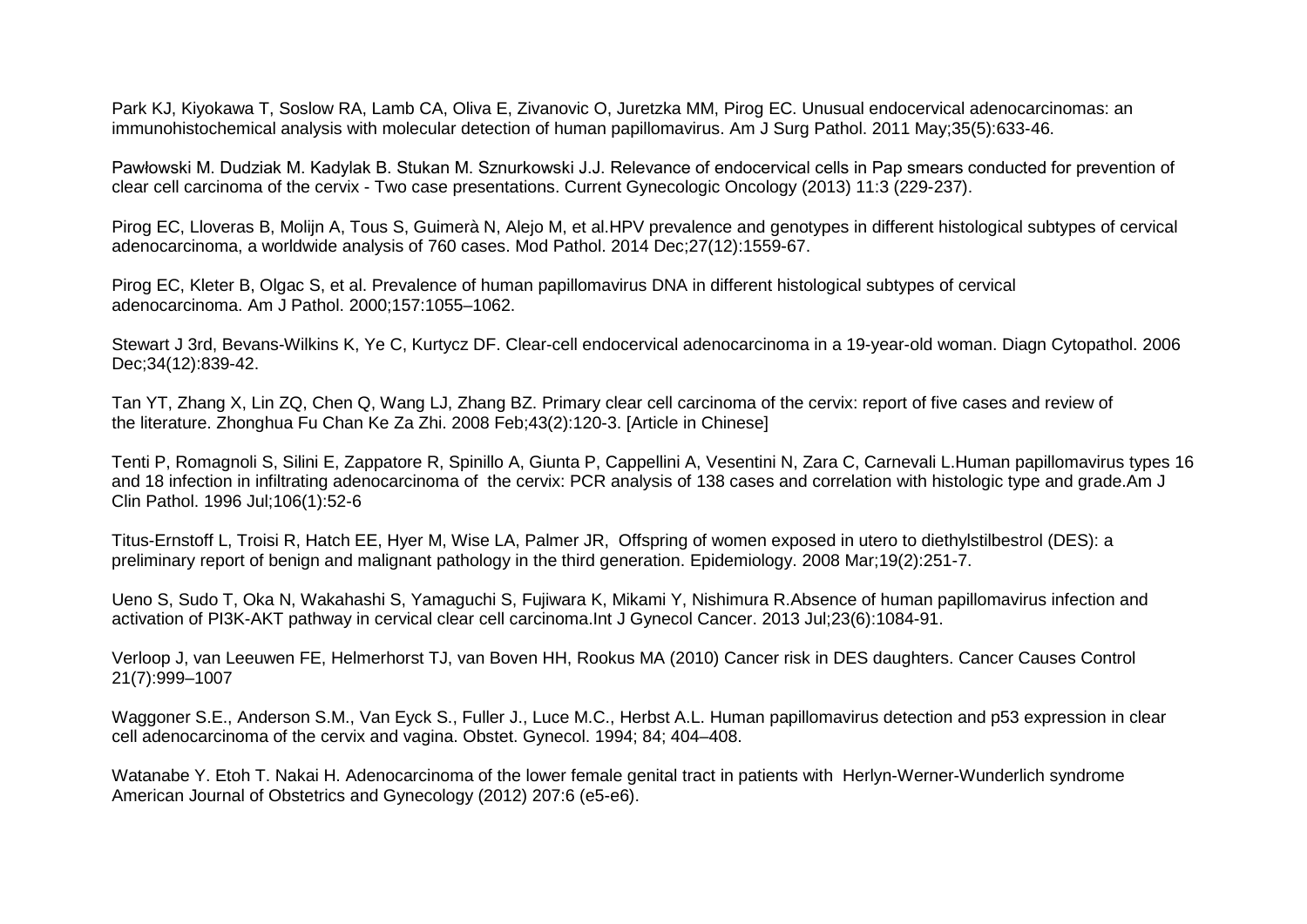Park KJ, Kiyokawa T, Soslow RA, Lamb CA, Oliva E, Zivanovic O, Juretzka MM, Pirog EC. Unusual endocervical adenocarcinomas: an immunohistochemical analysis with molecular detection of human papillomavirus. Am J Surg Pathol. 2011 May;35(5):633-46.

Pawłowski M. Dudziak M. Kadylak B. Stukan M. Sznurkowski J.J. Relevance of endocervical cells in Pap smears conducted for prevention of clear cell carcinoma of the cervix - Two case presentations. Current Gynecologic Oncology (2013) 11:3 (229-237).

Pirog EC, Lloveras B, Molijn A, Tous S, Guimerà N, Alejo M, et al.HPV prevalence and genotypes in different histological subtypes of cervical adenocarcinoma, a worldwide analysis of 760 cases. Mod Pathol. 2014 Dec;27(12):1559-67.

Pirog EC, Kleter B, Olgac S, et al. Prevalence of human papillomavirus DNA in different histological subtypes of cervical adenocarcinoma. Am J Pathol. 2000;157:1055–1062.

Stewart J 3rd, Bevans-Wilkins K, Ye C, Kurtycz DF. Clear-cell endocervical adenocarcinoma in a 19-year-old woman. Diagn Cytopathol. 2006 Dec;34(12):839-42.

Tan YT, Zhang X, Lin ZQ, Chen Q, Wang LJ, Zhang BZ. Primary clear cell carcinoma of the cervix: report of five cases and review of the literature. Zhonghua Fu Chan Ke Za Zhi. 2008 Feb;43(2):120-3. [Article in Chinese]

Tenti P, Romagnoli S, Silini E, Zappatore R, Spinillo A, Giunta P, Cappellini A, Vesentini N, Zara C, Carnevali L.Human papillomavirus types 16 and 18 infection in infiltrating adenocarcinoma of the cervix: PCR analysis of 138 cases and correlation with histologic type and grade.Am J Clin Pathol. 1996 Jul;106(1):52-6

Titus-Ernstoff L, Troisi R, Hatch EE, Hyer M, Wise LA, Palmer JR, Offspring of women exposed in utero to diethylstilbestrol (DES): a preliminary report of benign and malignant pathology in the third generation. Epidemiology. 2008 Mar;19(2):251-7.

Ueno S, Sudo T, Oka N, Wakahashi S, Yamaguchi S, Fujiwara K, Mikami Y, Nishimura R.Absence of human papillomavirus infection and activation of PI3K-AKT pathway in cervical clear cell carcinoma.Int J Gynecol Cancer. 2013 Jul;23(6):1084-91.

Verloop J, van Leeuwen FE, Helmerhorst TJ, van Boven HH, Rookus MA (2010) Cancer risk in DES daughters. Cancer Causes Control 21(7):999–1007

Waggoner S.E., Anderson S.M., Van Eyck S., Fuller J., Luce M.C., Herbst A.L. Human papillomavirus detection and p53 expression in clear cell adenocarcinoma of the cervix and vagina. Obstet. Gynecol. 1994; 84; 404–408.

Watanabe Y. Etoh T. Nakai H. Adenocarcinoma of the lower female genital tract in patients with Herlyn-Werner-Wunderlich syndrome American Journal of Obstetrics and Gynecology (2012) 207:6 (e5-e6).